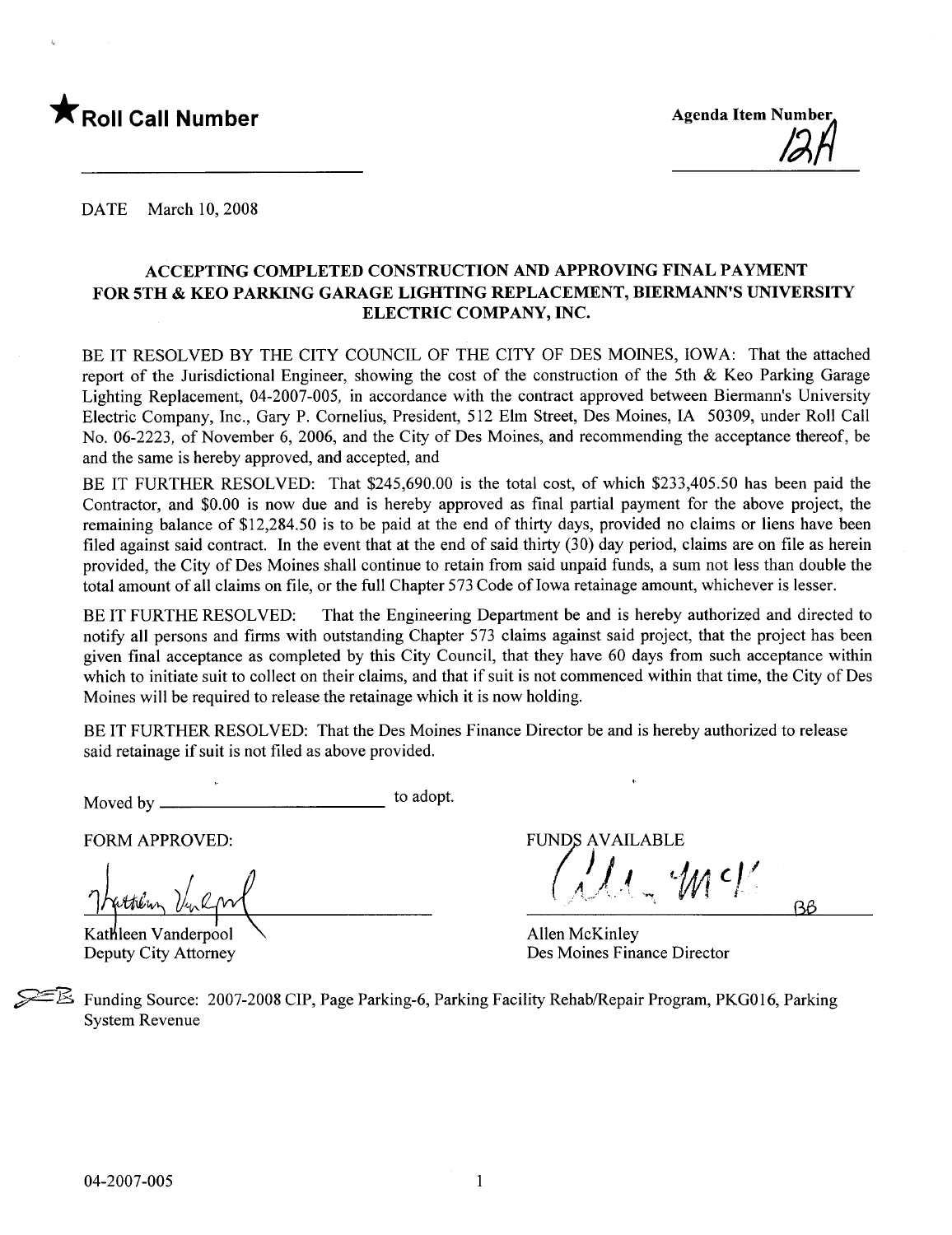★ **Roll Call Number**

**Agenda Item Number** 12A

DATE March 10, 2008

## ACCEPTING COMPLETED CONSTRUCTION AND APPROVING FINAL PAYMENT FOR 5TH & KEO PARKING GARAGE LIGHTING REPLACEMENT, BIERMANN'S UNIVERSITY ELECTRIC COMPANY, INC.

BE IT RESOLVED BY THE CITY COUNCIL OF THE CITY OF DES MOINES, IOWA: That the attached report of the Jurisdictional Engineer, showing the cost of the construction of the 5th & Keo Parking Garage Lighting Replacement, 04-2007-005, in accordance with the contract approved between Biermann's University Electric Company, Inc., Gary P. Cornelius, President, 512 Elm Street, Des Moines, IA 50309, under Roll Call No. 06-2223, of November 6, 2006, and the City of Des Moines, and recommending the acceptance thereof, be and the same is hereby approved, and accepted, and

BE IT FURTHER RESOLVED: That $245,690.00 is the total cost, of which $233,405.50 has been paid the Contractor, and $0.00 is now due and is hereby approved as final partial payment for the above project, the remaining balance of $12,284.50 is to be paid at the end of thirty days, provided no claims or liens have been filed against said contract. In the event that at the end of said thirty (30) day period, claims are on file as herein provided, the City of Des Moines shall continue to retain from said unpaid funds, a sum not less than double the total amount of all claims on file, or the full Chapter 573 Code of Iowa retainage amount, whichever is lesser.

BE IT FURTHE RESOLVED: That the Engineering Department be and is hereby authorized and directed to notify all persons and firms with outstanding Chapter 573 claims against said project, that the project has been given final acceptance as completed by this City Council, that they have 60 days from such acceptance within which to initiate suit to collect on their claims, and that if suit is not commenced within that time, the City of Des Moines will be required to release the retainage which it is now holding.

BE IT FURTHER RESOLVED: That the Des Moines Finance Director be and is hereby authorized to release said retainage if suit is not filed as above provided.

Moved by ______________________ to adopt.

FORM APPROVED:

Kathleen Vanderpool
Deputy City Attorney

FUNDS AVAILABLE

Allen McKinley
Des Moines Finance Director

Funding Source: 2007-2008 CIP, Page Parking-6, Parking Facility Rehab/Repair Program, PKG016, Parking System Revenue

04-2007-005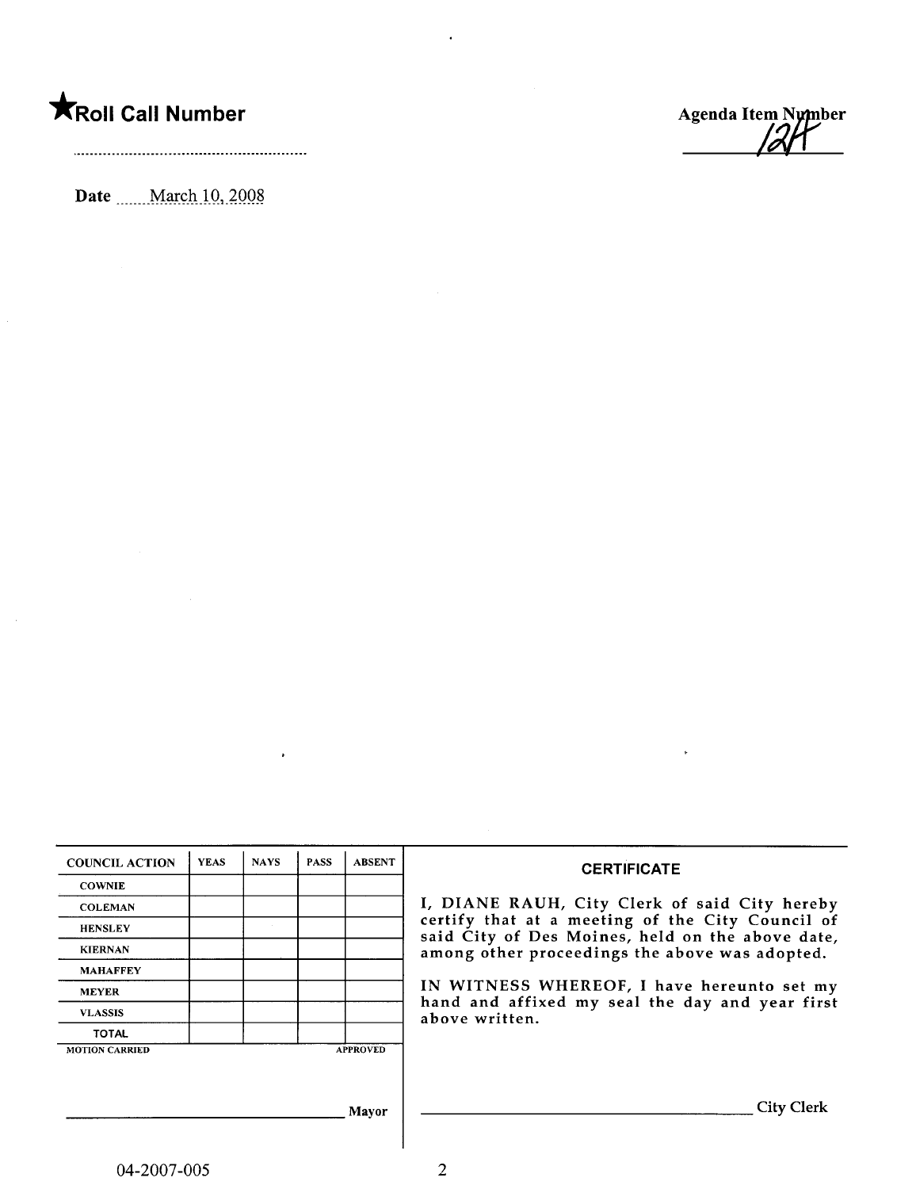★**Roll Call Number**

..........................................................

**Agenda Item Number**
12H

**Date** ......March 10, 2008

| COUNCIL ACTION | YEAS | NAYS | PASS | ABSENT |
| --- | --- | --- | --- | --- |
| COWNIE | | | | |
| COLEMAN | | | | |
| HENSLEY | | | | |
| KIERNAN | | | | |
| MAHAFFEY | | | | |
| MEYER | | | | |
| VLASSIS | | | | |
| TOTAL | | | | |

MOTION CARRIED APPROVED

_________________________________ Mayor

**CERTIFICATE**

I, DIANE RAUH, City Clerk of said City hereby certify that at a meeting of the City Council of said City of Des Moines, held on the above date, among other proceedings the above was adopted.

IN WITNESS WHEREOF, I have hereunto set my hand and affixed my seal the day and year first above written.

_________________________________ City Clerk

04-2007-005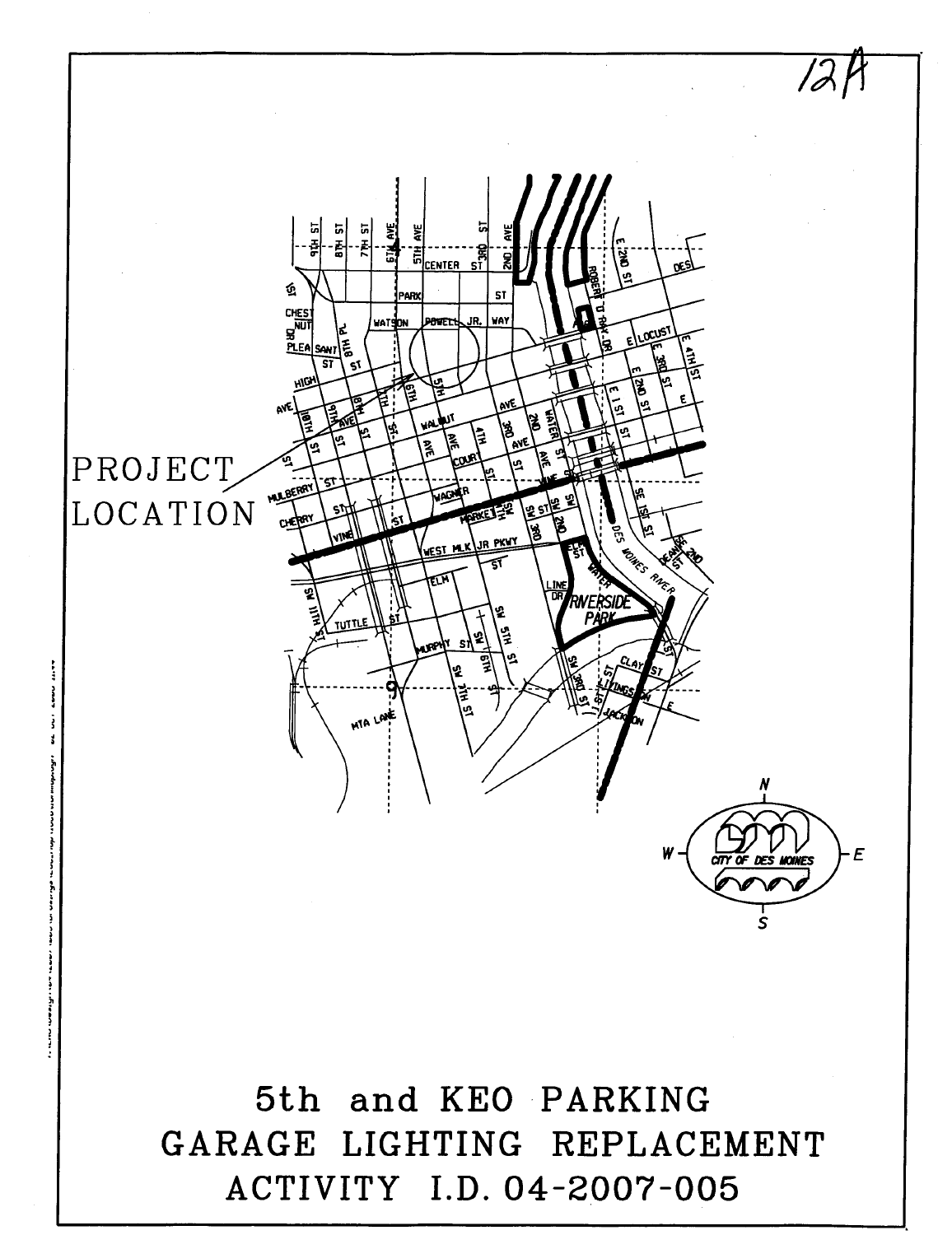12A

PROJECT LOCATION

# 5th and KEO PARKING GARAGE LIGHTING REPLACEMENT ACTIVITY I.D. 04-2007-005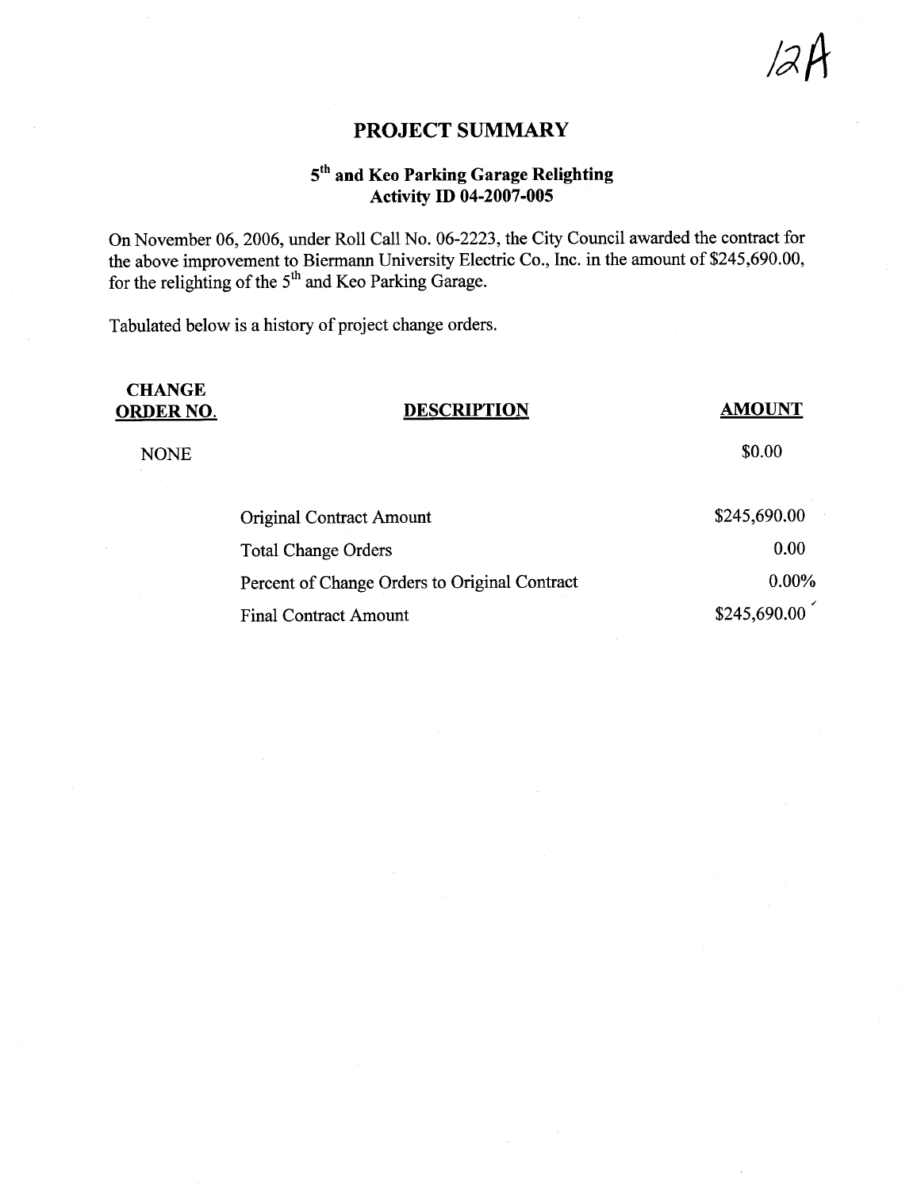12A

# PROJECT SUMMARY

## 5th and Keo Parking Garage Relighting
## Activity ID 04-2007-005

On November 06, 2006, under Roll Call No. 06-2223, the City Council awarded the contract for the above improvement to Biermann University Electric Co., Inc. in the amount of $245,690.00, for the relighting of the 5th and Keo Parking Garage.

Tabulated below is a history of project change orders.

| CHANGE ORDER NO. | DESCRIPTION | AMOUNT |
|---|---|---|
| NONE | | $0.00 |
| | Original Contract Amount | $245,690.00 |
| | Total Change Orders | 0.00 |
| | Percent of Change Orders to Original Contract | 0.00% |
| | Final Contract Amount | $245,690.00 |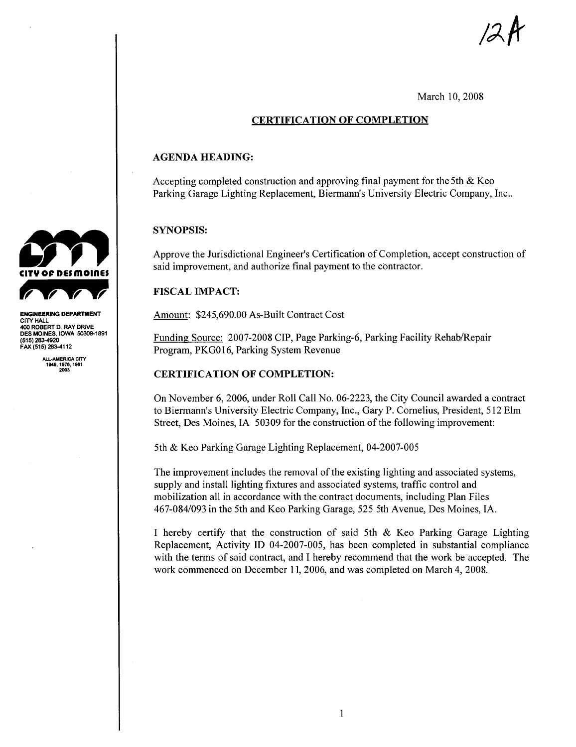12A

March 10, 2008

## CERTIFICATION OF COMPLETION

CITY OF DES MOINES

ENGINEERING DEPARTMENT
CITY HALL
400 ROBERT D. RAY DRIVE
DES MOINES, IOWA 50309-1891
(515) 283-4920
FAX (515) 283-4112

ALL-AMERICA CITY
1949, 1976, 1981
2003

### AGENDA HEADING:

Accepting completed construction and approving final payment for the 5th & Keo Parking Garage Lighting Replacement, Biermann's University Electric Company, Inc..

### SYNOPSIS:

Approve the Jurisdictional Engineer's Certification of Completion, accept construction of said improvement, and authorize final payment to the contractor.

### FISCAL IMPACT:

Amount: $245,690.00 As-Built Contract Cost

Funding Source: 2007-2008 CIP, Page Parking-6, Parking Facility Rehab/Repair Program, PKG016, Parking System Revenue

### CERTIFICATION OF COMPLETION:

On November 6, 2006, under Roll Call No. 06-2223, the City Council awarded a contract to Biermann's University Electric Company, Inc., Gary P. Cornelius, President, 512 Elm Street, Des Moines, IA 50309 for the construction of the following improvement:

5th & Keo Parking Garage Lighting Replacement, 04-2007-005

The improvement includes the removal of the existing lighting and associated systems, supply and install lighting fixtures and associated systems, traffic control and mobilization all in accordance with the contract documents, including Plan Files 467-084/093 in the 5th and Keo Parking Garage, 525 5th Avenue, Des Moines, IA.

I hereby certify that the construction of said 5th & Keo Parking Garage Lighting Replacement, Activity ID 04-2007-005, has been completed in substantial compliance with the terms of said contract, and I hereby recommend that the work be accepted. The work commenced on December 11, 2006, and was completed on March 4, 2008.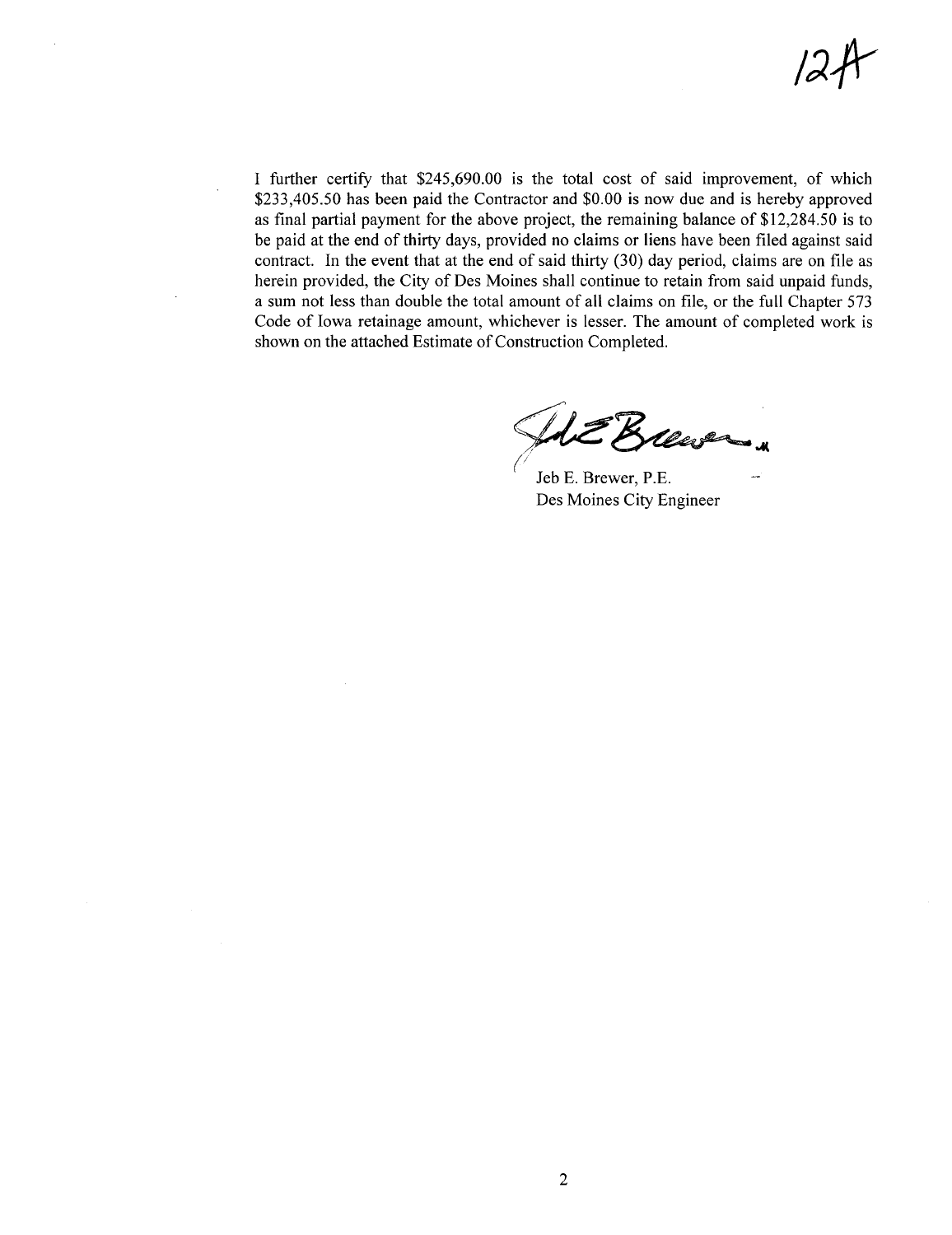12A

I further certify that $245,690.00 is the total cost of said improvement, of which $233,405.50 has been paid the Contractor and $0.00 is now due and is hereby approved as final partial payment for the above project, the remaining balance of $12,284.50 is to be paid at the end of thirty days, provided no claims or liens have been filed against said contract. In the event that at the end of said thirty (30) day period, claims are on file as herein provided, the City of Des Moines shall continue to retain from said unpaid funds, a sum not less than double the total amount of all claims on file, or the full Chapter 573 Code of Iowa retainage amount, whichever is lesser. The amount of completed work is shown on the attached Estimate of Construction Completed.

Jeb E. Brewer, P.E.
Des Moines City Engineer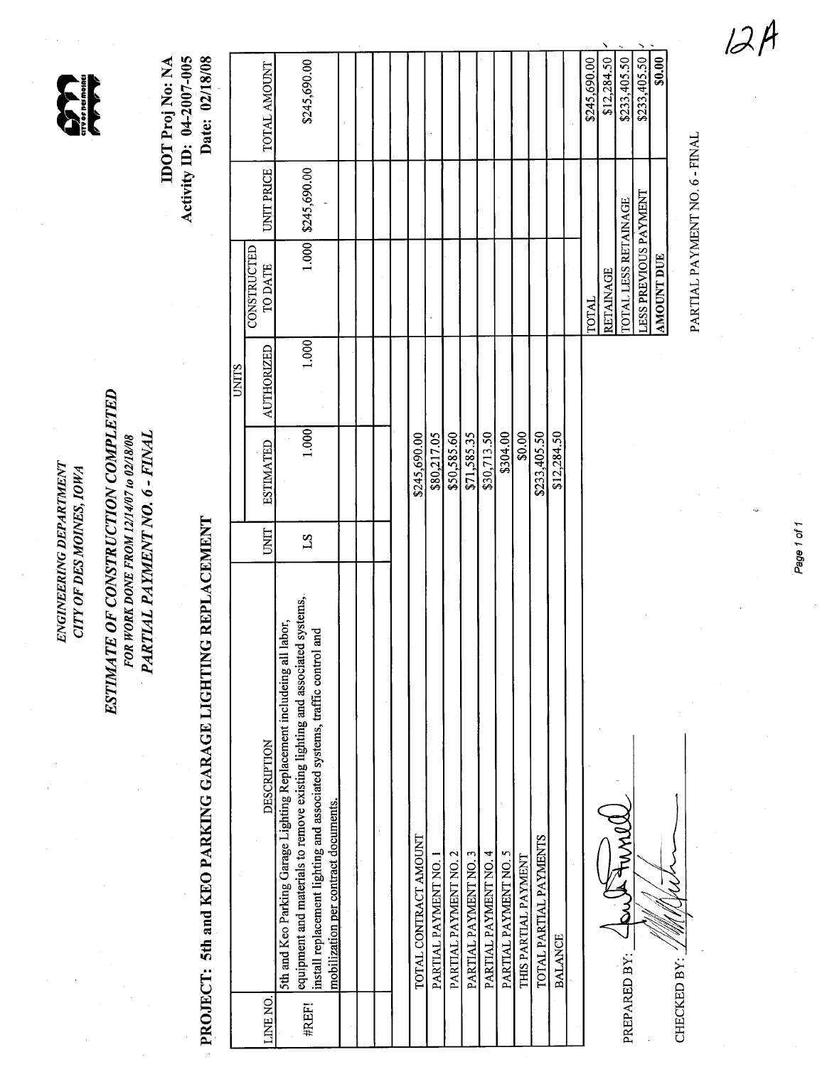12A

ENGINEERING DEPARTMENT
CITY OF DES MOINES, IOWA

## ESTIMATE OF CONSTRUCTION COMPLETED

*FOR WORK DONE FROM 12/14/07 to 02/18/08*

### PARTIAL PAYMENT NO. 6 - FINAL

**IDOT Proj No: NA**
**Activity ID: 04-2007-005**
**Date: 02/18/08**

## PROJECT: 5th and KEO PARKING GARAGE LIGHTING REPLACEMENT

| LINE NO. | DESCRIPTION | UNIT | UNITS ESTIMATED | UNITS AUTHORIZED | UNITS CONSTRUCTED TO DATE | UNIT PRICE | TOTAL AMOUNT |
|---|---|---|---|---|---|---|---|
| #REF! | 5th and Keo Parking Garage Lighting Replacement includeing all labor, equipment and materials to remove existing lighting and associated systems, install replacement lighting and associated systems, traffic control and mobilization per contract documents. | LS | 1.000 | 1.000 | 1.000 | $245,690.00 | $245,690.00 |
| | | | | | | | |
| | | | | | | | |
| | | | | | | | |
| | TOTAL CONTRACT AMOUNT | | $245,690.00 | | | | |
| | PARTIAL PAYMENT NO. 1 | | $80,217.05 | | | | |
| | PARTIAL PAYMENT NO. 2 | | $50,585.60 | | | | |
| | PARTIAL PAYMENT NO. 3 | | $71,585.35 | | | | |
| | PARTIAL PAYMENT NO. 4 | | $30,713.50 | | | | |
| | PARTIAL PAYMENT NO. 5 | | $304.00 | | | | |
| | THIS PARTIAL PAYMENT | | $0.00 | | | | |
| | TOTAL PARTIAL PAYMENTS | | $233,405.50 | | | | |
| | BALANCE | | $12,284.50 | | | | |
| | | | | | | | |
| | | | | | TOTAL | | $245,690.00 |
| | | | | | RETAINAGE | | $12,284.50 |
| | | | | | TOTAL LESS RETAINAGE | | $233,405.50 |
| | | | | | LESS PREVIOUS PAYMENT | | $233,405.50 |
| | | | | | AMOUNT DUE | | $0.00 |

PREPARED BY: ____________________

CHECKED BY: ____________________

PARTIAL PAYMENT NO. 6 - FINAL